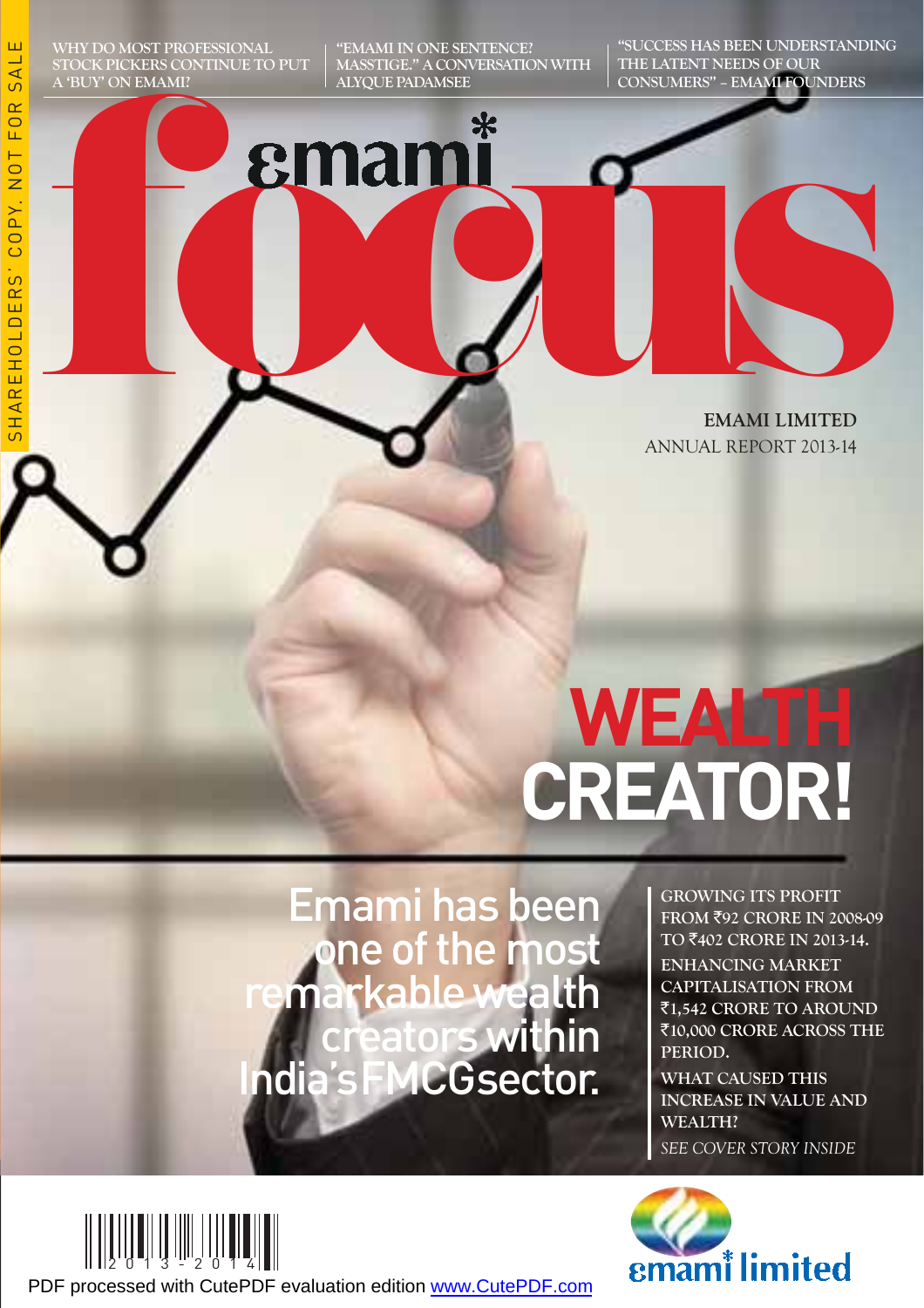SHAREHOLDERS' COPY. NOT FOR SALE

WHY DO MOST PROFESSIONAL STOCK PICKERS CONTINUE TO PUT A 'BUY' ON EMAMI?

"EMAMI IN ONE SENTENCE? MASSTIGE." A CONVERSATION WITH ALYQUE PADAMSEE

"SUCCESS HAS BEEN UNDERSTANDING THE LATENT NEEDS OF OUR CONSUMERS" – EMAMI FOUNDERS

# emami focus

**EMAMI LIMITED**
ANNUAL REPORT 2013-14

# WEALTH CREATOR!

## Emami has been one of the most remarkable wealth creators within India's FMCG sector.

**GROWING ITS PROFIT FROM ₹92 CRORE IN 2008-09 TO ₹402 CRORE IN 2013-14.**

**ENHANCING MARKET CAPITALISATION FROM ₹1,542 CRORE TO AROUND ₹10,000 CRORE ACROSS THE PERIOD.**

**WHAT CAUSED THIS INCREASE IN VALUE AND WEALTH?**

*SEE COVER STORY INSIDE*

2013 - 2014

emami limited

PDF processed with CutePDF evaluation edition www.CutePDF.com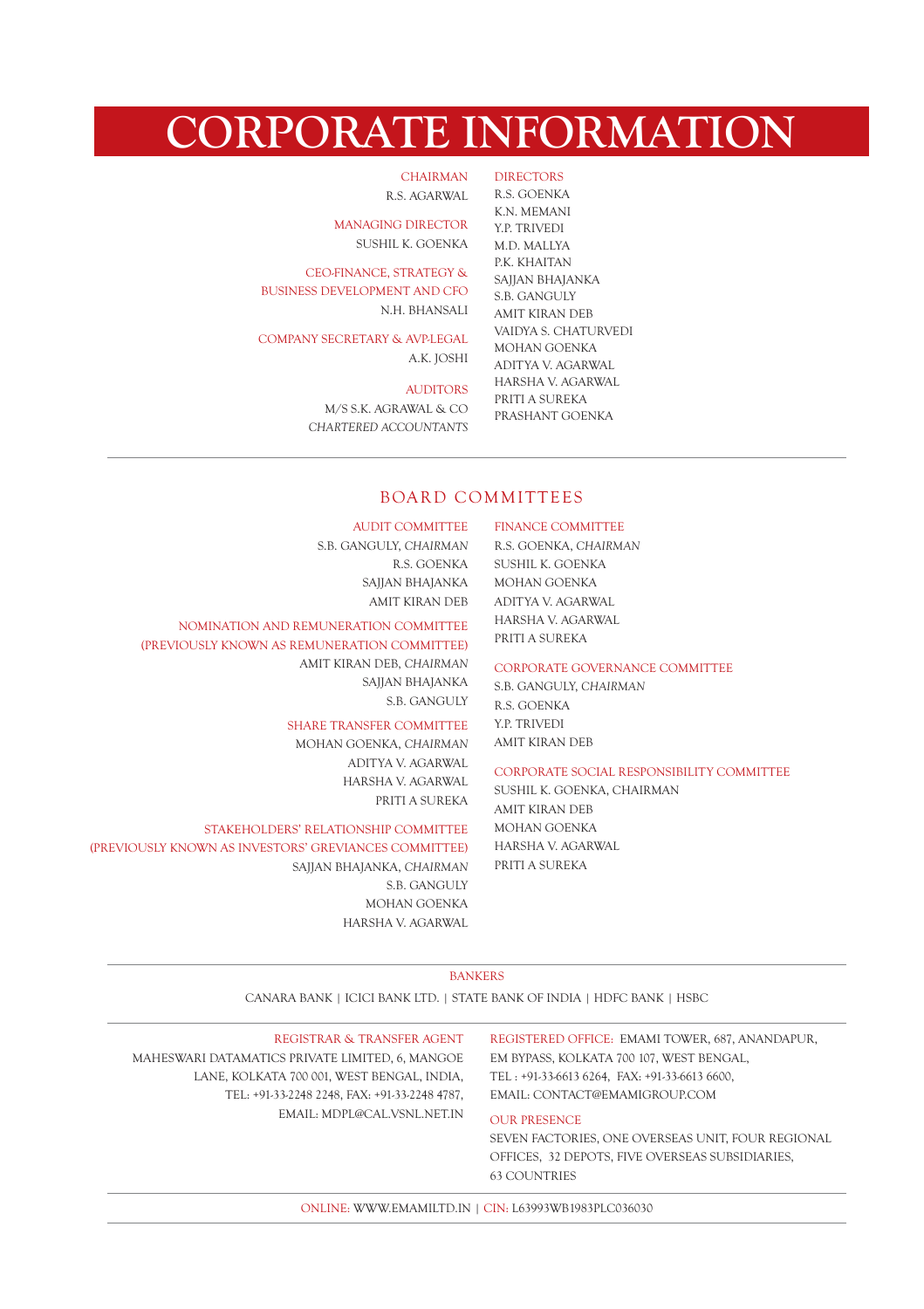# CORPORATE INFORMATION

**CHAIRMAN**
R.S. AGARWAL

**MANAGING DIRECTOR**
SUSHIL K. GOENKA

**CEO-FINANCE, STRATEGY & BUSINESS DEVELOPMENT AND CFO**
N.H. BHANSALI

**COMPANY SECRETARY & AVP-LEGAL**
A.K. JOSHI

**AUDITORS**
M/S S.K. AGRAWAL & CO
*CHARTERED ACCOUNTANTS*

**DIRECTORS**
R.S. GOENKA
K.N. MEMANI
Y.P. TRIVEDI
M.D. MALLYA
P.K. KHAITAN
SAJJAN BHAJANKA
S.B. GANGULY
AMIT KIRAN DEB
VAIDYA S. CHATURVEDI
MOHAN GOENKA
ADITYA V. AGARWAL
HARSHA V. AGARWAL
PRITI A SUREKA
PRASHANT GOENKA

## BOARD COMMITTEES

**AUDIT COMMITTEE**
S.B. GANGULY, *CHAIRMAN*
R.S. GOENKA
SAJJAN BHAJANKA
AMIT KIRAN DEB

**NOMINATION AND REMUNERATION COMMITTEE (PREVIOUSLY KNOWN AS REMUNERATION COMMITTEE)**
AMIT KIRAN DEB, *CHAIRMAN*
SAJJAN BHAJANKA
S.B. GANGULY

**SHARE TRANSFER COMMITTEE**
MOHAN GOENKA, *CHAIRMAN*
ADITYA V. AGARWAL
HARSHA V. AGARWAL
PRITI A SUREKA

**STAKEHOLDERS' RELATIONSHIP COMMITTEE (PREVIOUSLY KNOWN AS INVESTORS' GREVIANCES COMMITTEE)**
SAJJAN BHAJANKA, *CHAIRMAN*
S.B. GANGULY
MOHAN GOENKA
HARSHA V. AGARWAL

**FINANCE COMMITTEE**
R.S. GOENKA, *CHAIRMAN*
SUSHIL K. GOENKA
MOHAN GOENKA
ADITYA V. AGARWAL
HARSHA V. AGARWAL
PRITI A SUREKA

**CORPORATE GOVERNANCE COMMITTEE**
S.B. GANGULY, *CHAIRMAN*
R.S. GOENKA
Y.P. TRIVEDI
AMIT KIRAN DEB

**CORPORATE SOCIAL RESPONSIBILITY COMMITTEE**
SUSHIL K. GOENKA, CHAIRMAN
AMIT KIRAN DEB
MOHAN GOENKA
HARSHA V. AGARWAL
PRITI A SUREKA

---

**BANKERS**
CANARA BANK | ICICI BANK LTD. | STATE BANK OF INDIA | HDFC BANK | HSBC

---

**REGISTRAR & TRANSFER AGENT**
MAHESWARI DATAMATICS PRIVATE LIMITED, 6, MANGOE LANE, KOLKATA 700 001, WEST BENGAL, INDIA, TEL: +91-33-2248 2248, FAX: +91-33-2248 4787, EMAIL: MDPL@CAL.VSNL.NET.IN

**REGISTERED OFFICE:** EMAMI TOWER, 687, ANANDAPUR, EM BYPASS, KOLKATA 700 107, WEST BENGAL, TEL : +91-33-6613 6264, FAX: +91-33-6613 6600, EMAIL: CONTACT@EMAMIGROUP.COM

**OUR PRESENCE**
SEVEN FACTORIES, ONE OVERSEAS UNIT, FOUR REGIONAL OFFICES, 32 DEPOTS, FIVE OVERSEAS SUBSIDIARIES, 63 COUNTRIES

---

**ONLINE:** WWW.EMAMILTD.IN | **CIN:** L63993WB1983PLC036030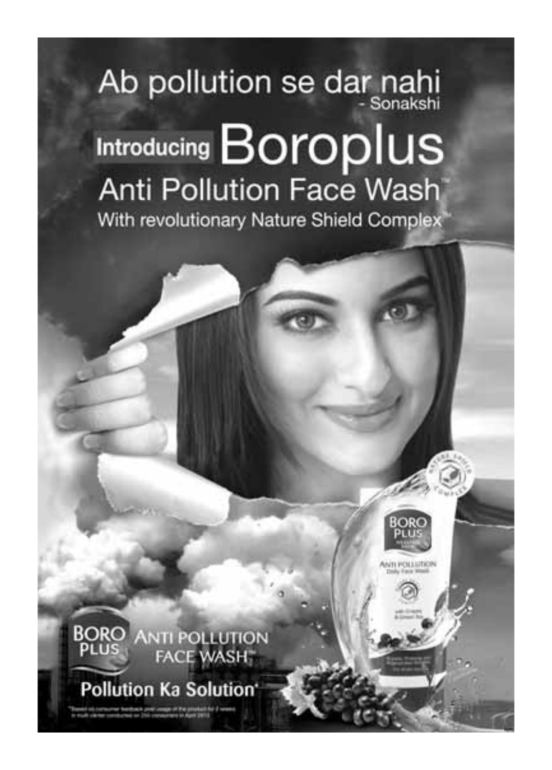# Ab pollution se dar nahi
- Sonakshi

## Introducing Boroplus
## Anti Pollution Face Wash™
With revolutionary Nature Shield Complex™

**BORO PLUS ANTI POLLUTION FACE WASH™**

**Pollution Ka Solution***

*Based on consumer feedback post usage of the product for 2 weeks in multi center conducted on 250 consumers in April 2015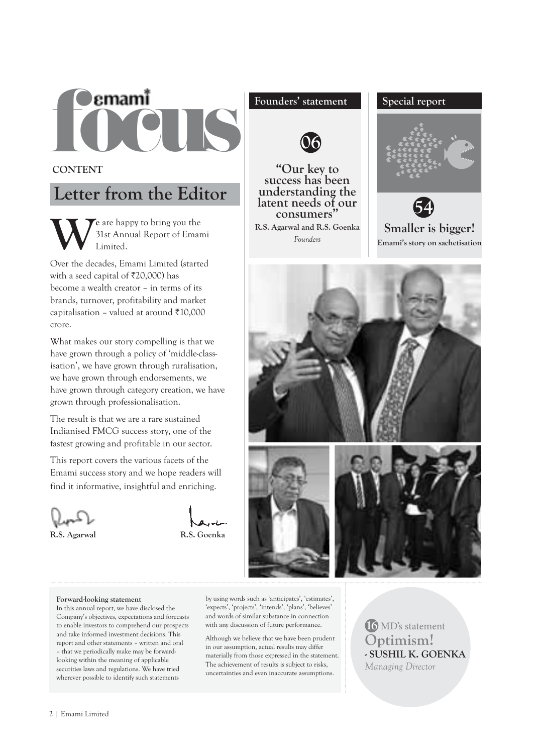# emami focus

**CONTENT**

## Letter from the Editor

We are happy to bring you the 31st Annual Report of Emami Limited.

Over the decades, Emami Limited (started with a seed capital of ₹20,000) has become a wealth creator – in terms of its brands, turnover, profitability and market capitalisation – valued at around ₹10,000 crore.

What makes our story compelling is that we have grown through a policy of 'middle-class-isation', we have grown through ruralisation, we have grown through endorsements, we have grown through category creation, we have grown through professionalisation.

The result is that we are a rare sustained Indianised FMCG success story, one of the fastest growing and profitable in our sector.

This report covers the various facets of the Emami success story and we hope readers will find it informative, insightful and enriching.

**R.S. Agarwal** **R.S. Goenka**

### Founders' statement

**06**

**"Our key to success has been understanding the latent needs of our consumers"**

**R.S. Agarwal and R.S. Goenka**

*Founders*

### Special report

**54**

**Smaller is bigger!**

**Emami's story on sachetisation**

**16** MD's statement

**Optimism!**

**- SUSHIL K. GOENKA**

*Managing Director*

**Forward-looking statement**

In this annual report, we have disclosed the Company's objectives, expectations and forecasts to enable investors to comprehend our prospects and take informed investment decisions. This report and other statements – written and oral – that we periodically make may be forward-looking within the meaning of applicable securities laws and regulations. We have tried wherever possible to identify such statements by using words such as 'anticipates', 'estimates', 'expects', 'projects', 'intends', 'plans', 'believes' and words of similar substance in connection with any discussion of future performance.

Although we believe that we have been prudent in our assumption, actual results may differ materially from those expressed in the statement. The achievement of results is subject to risks, uncertainties and even inaccurate assumptions.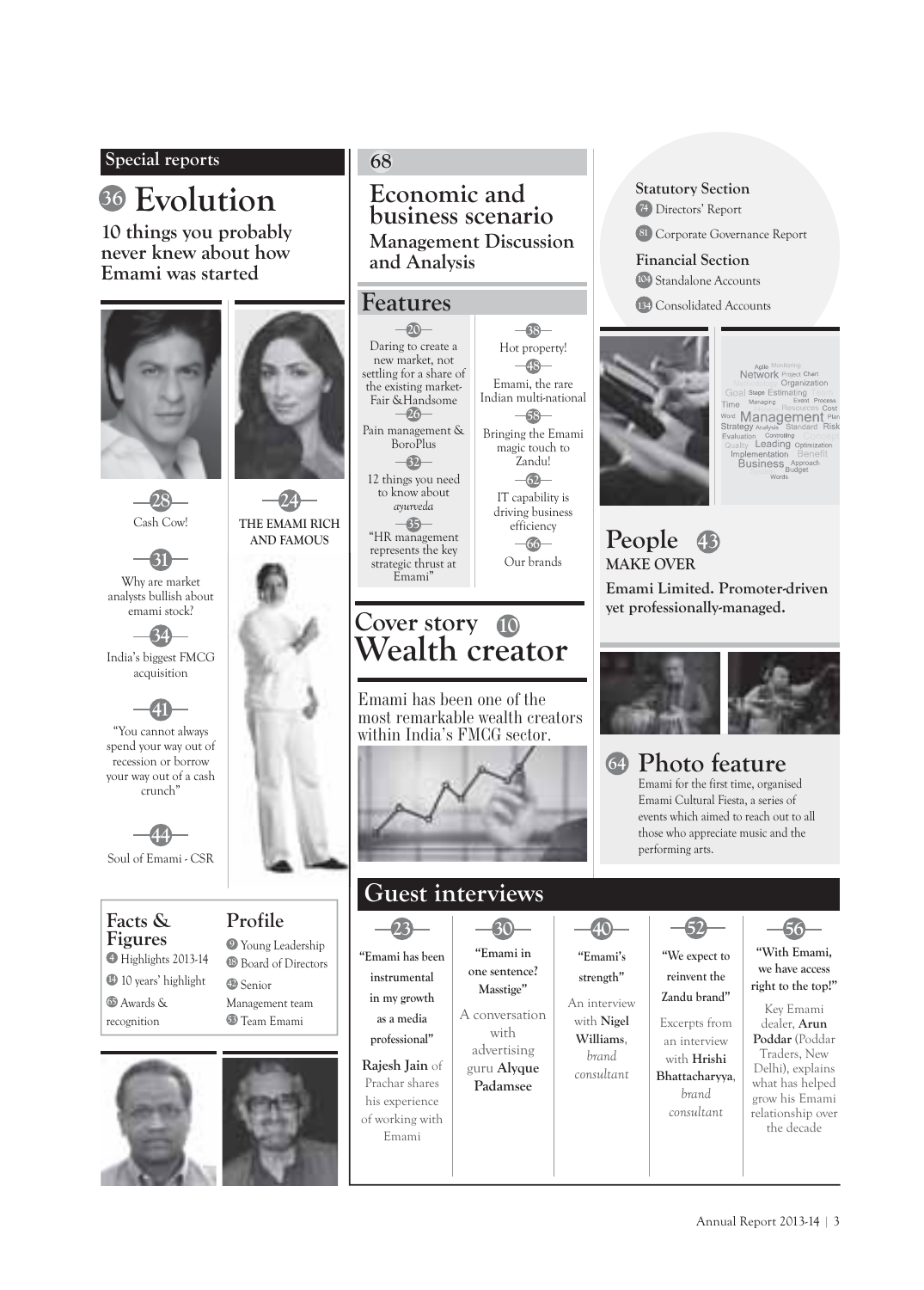## Special reports

### 36 Evolution

**10 things you probably never knew about how Emami was started**

28 — Cash Cow!

24 — THE EMAMI RICH AND FAMOUS

31 — Why are market analysts bullish about emami stock?

34 — India's biggest FMCG acquisition

41 — "You cannot always spend your way out of recession or borrow your way out of a cash crunch"

44 — Soul of Emami - CSR

### Facts & Figures

- 4 Highlights 2013-14
- 14 10 years' highlight
- 65 Awards & recognition

### Profile

- 9 Young Leadership
- 18 Board of Directors
- 42 Senior Management team
- 53 Team Emami

## 68

### Economic and business scenario

**Management Discussion and Analysis**

## Features

- 20 — Daring to create a new market, not settling for a share of the existing market- Fair &Handsome
- 26 — Pain management & BoroPlus
- 32 — 12 things you need to know about *ayurveda*
- 35 — "HR management represents the key strategic thrust at Emami"
- 38 — Hot property!
- 48 — Emami, the rare Indian multi-national
- 58 — Bringing the Emami magic touch to Zandu!
- 62 — IT capability is driving business efficiency
- 66 — Our brands

## Cover story 10

### Wealth creator

Emami has been one of the most remarkable wealth creators within India's FMCG sector.

### Statutory Section

- 74 Directors' Report
- 81 Corporate Governance Report

### Financial Section

- 104 Standalone Accounts
- 134 Consolidated Accounts

## People 43

**MAKE OVER**

**Emami Limited. Promoter-driven yet professionally-managed.**

## 64 Photo feature

Emami for the first time, organised Emami Cultural Fiesta, a series of events which aimed to reach out to all those who appreciate music and the performing arts.

## Guest interviews

**23 — "Emami has been instrumental in my growth as a media professional"**

**Rajesh Jain** of Prachar shares his experience of working with Emami

**30 — "Emami in one sentence? Masstige"**

A conversation with advertising guru **Alyque Padamsee**

**40 — "Emami's strength"**

An interview with **Nigel Williams**, *brand consultant*

**52 — "We expect to reinvent the Zandu brand"**

Excerpts from an interview with **Hrishi Bhattacharyya**, *brand consultant*

**56 — "With Emami, we have access right to the top!"**

Key Emami dealer, **Arun Poddar** (Poddar Traders, New Delhi), explains what has helped grow his Emami relationship over the decade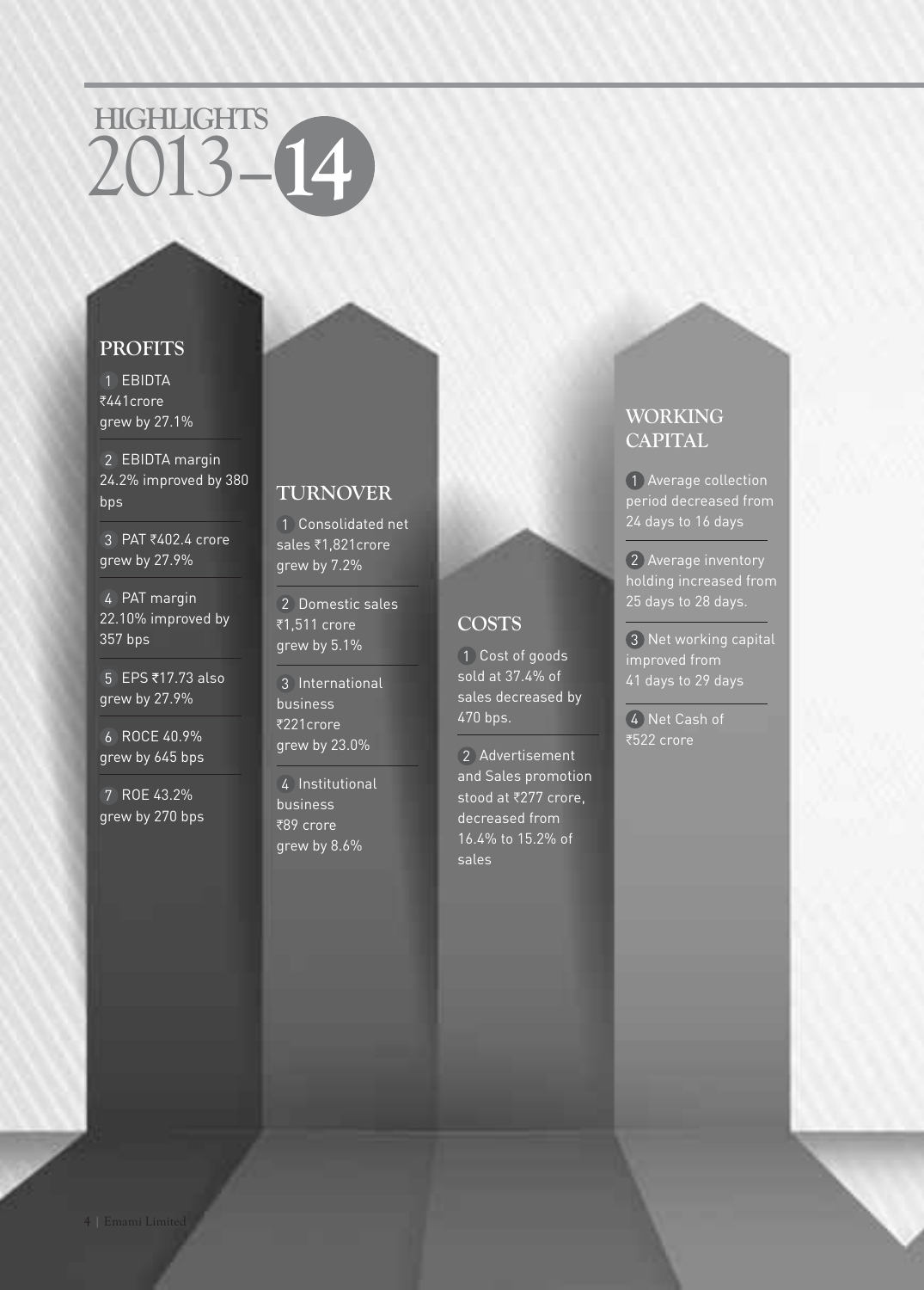# HIGHLIGHTS 2013–14

## PROFITS

1. EBIDTA ₹441crore grew by 27.1%
2. EBIDTA margin 24.2% improved by 380 bps
3. PAT ₹402.4 crore grew by 27.9%
4. PAT margin 22.10% improved by 357 bps
5. EPS ₹17.73 also grew by 27.9%
6. ROCE 40.9% grew by 645 bps
7. ROE 43.2% grew by 270 bps

## TURNOVER

1. Consolidated net sales ₹1,821crore grew by 7.2%
2. Domestic sales ₹1,511 crore grew by 5.1%
3. International business ₹221crore grew by 23.0%
4. Institutional business ₹89 crore grew by 8.6%

## COSTS

1. Cost of goods sold at 37.4% of sales decreased by 470 bps.
2. Advertisement and Sales promotion stood at ₹277 crore, decreased from 16.4% to 15.2% of sales

## WORKING CAPITAL

1. Average collection period decreased from 24 days to 16 days
2. Average inventory holding increased from 25 days to 28 days.
3. Net working capital improved from 41 days to 29 days
4. Net Cash of ₹522 crore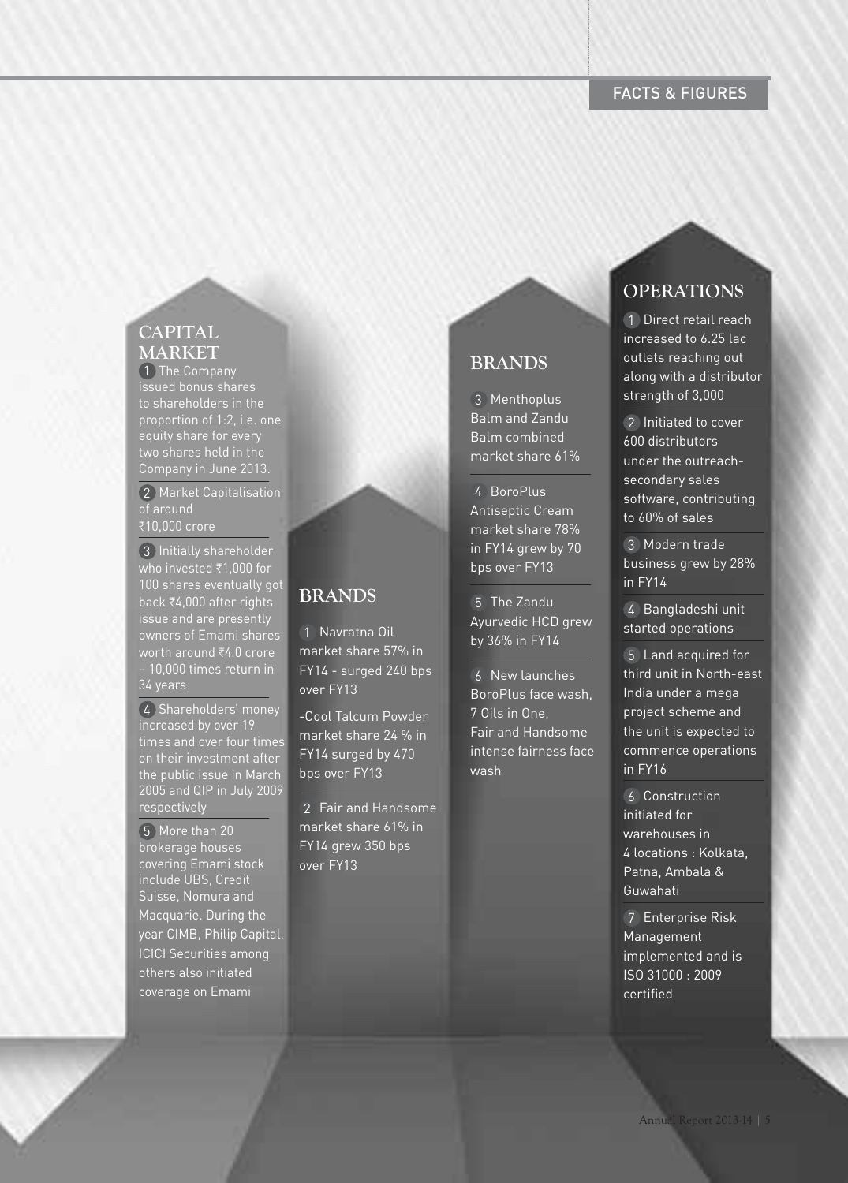# FACTS & FIGURES

## CAPITAL MARKET

1. The Company issued bonus shares to shareholders in the proportion of 1:2, i.e. one equity share for every two shares held in the Company in June 2013.
2. Market Capitalisation of around ₹10,000 crore
3. Initially shareholder who invested ₹1,000 for 100 shares eventually got back ₹4,000 after rights issue and are presently owners of Emami shares worth around ₹4.0 crore – 10,000 times return in 34 years
4. Shareholders' money increased by over 19 times and over four times on their investment after the public issue in March 2005 and QIP in July 2009 respectively
5. More than 20 brokerage houses covering Emami stock include UBS, Credit Suisse, Nomura and Macquarie. During the year CIMB, Philip Capital, ICICI Securities among others also initiated coverage on Emami

## BRANDS

1. Navratna Oil market share 57% in FY14 - surged 240 bps over FY13

   -Cool Talcum Powder market share 24 % in FY14 surged by 470 bps over FY13
2. Fair and Handsome market share 61% in FY14 grew 350 bps over FY13

## BRANDS

3. Menthoplus Balm and Zandu Balm combined market share 61%
4. BoroPlus Antiseptic Cream market share 78% in FY14 grew by 70 bps over FY13
5. The Zandu Ayurvedic HCD grew by 36% in FY14
6. New launches BoroPlus face wash, 7 Oils in One, Fair and Handsome intense fairness face wash

## OPERATIONS

1. Direct retail reach increased to 6.25 lac outlets reaching out along with a distributor strength of 3,000
2. Initiated to cover 600 distributors under the outreach-secondary sales software, contributing to 60% of sales
3. Modern trade business grew by 28% in FY14
4. Bangladeshi unit started operations
5. Land acquired for third unit in North-east India under a mega project scheme and the unit is expected to commence operations in FY16
6. Construction initiated for warehouses in 4 locations : Kolkata, Patna, Ambala & Guwahati
7. Enterprise Risk Management implemented and is ISO 31000 : 2009 certified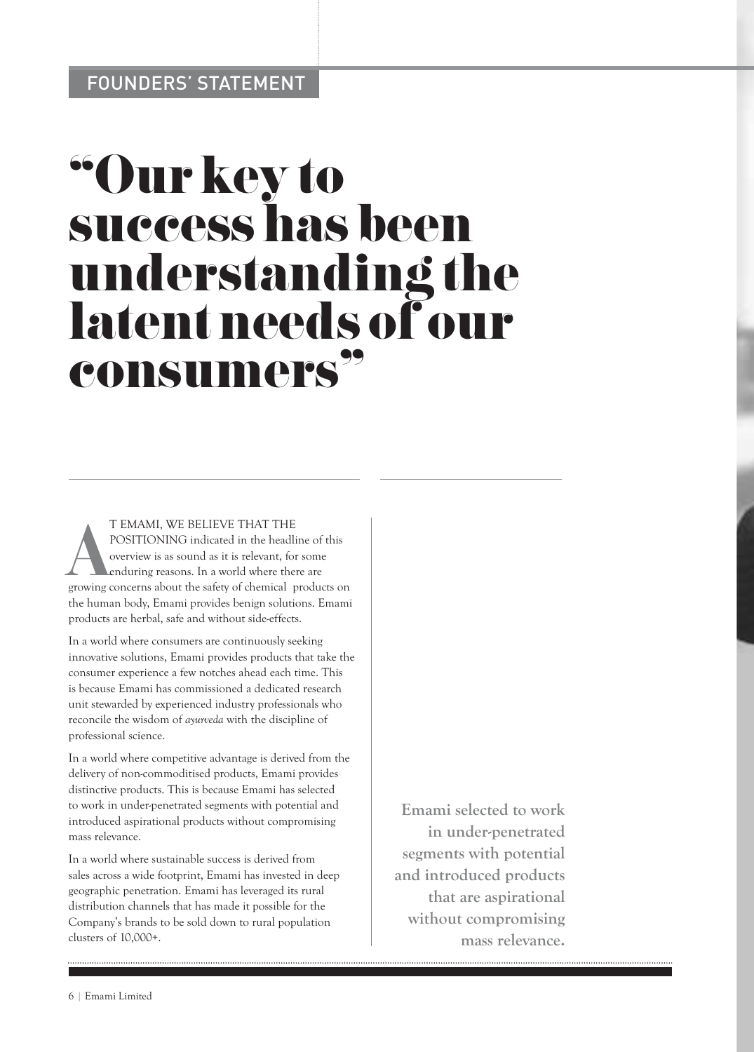FOUNDERS' STATEMENT

# "Our key to success has been understanding the latent needs of our consumers"

AT EMAMI, WE BELIEVE THAT THE POSITIONING indicated in the headline of this overview is as sound as it is relevant, for some enduring reasons. In a world where there are growing concerns about the safety of chemical products on the human body, Emami provides benign solutions. Emami products are herbal, safe and without side-effects.

In a world where consumers are continuously seeking innovative solutions, Emami provides products that take the consumer experience a few notches ahead each time. This is because Emami has commissioned a dedicated research unit stewarded by experienced industry professionals who reconcile the wisdom of *ayurveda* with the discipline of professional science.

In a world where competitive advantage is derived from the delivery of non-commoditised products, Emami provides distinctive products. This is because Emami has selected to work in under-penetrated segments with potential and introduced aspirational products without compromising mass relevance.

In a world where sustainable success is derived from sales across a wide footprint, Emami has invested in deep geographic penetration. Emami has leveraged its rural distribution channels that has made it possible for the Company's brands to be sold down to rural population clusters of 10,000+.

**Emami selected to work in under-penetrated segments with potential and introduced products that are aspirational without compromising mass relevance.**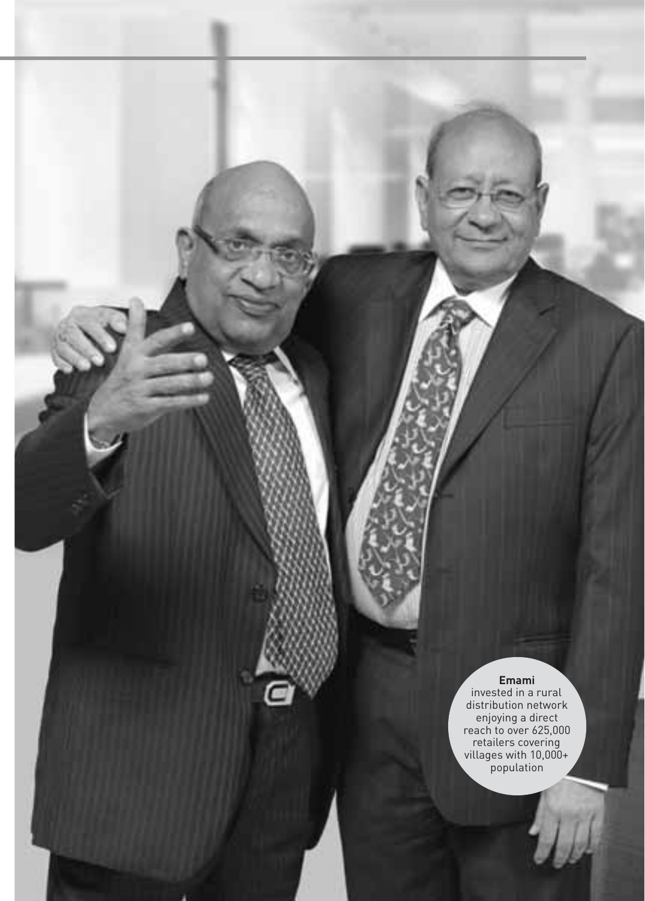**Emami**
invested in a rural distribution network enjoying a direct reach to over 625,000 retailers covering villages with 10,000+ population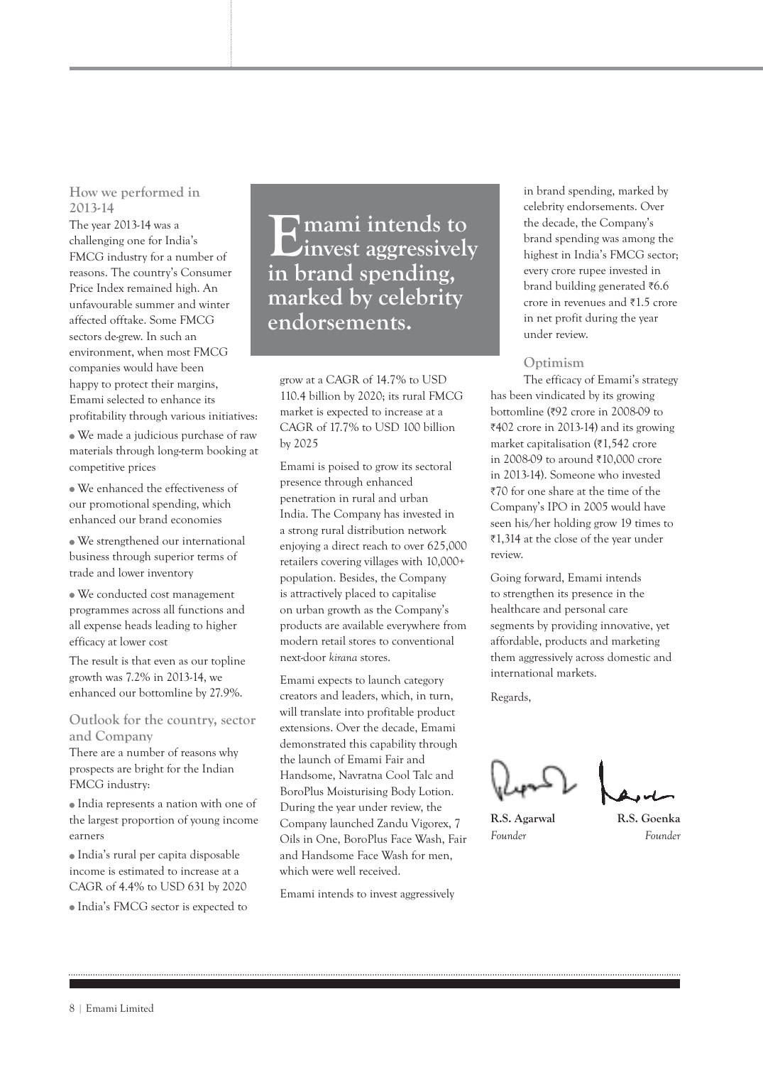### How we performed in 2013-14

The year 2013-14 was a challenging one for India's FMCG industry for a number of reasons. The country's Consumer Price Index remained high. An unfavourable summer and winter affected offtake. Some FMCG sectors de-grew. In such an environment, when most FMCG companies would have been happy to protect their margins, Emami selected to enhance its profitability through various initiatives:

- We made a judicious purchase of raw materials through long-term booking at competitive prices
- We enhanced the effectiveness of our promotional spending, which enhanced our brand economies
- We strengthened our international business through superior terms of trade and lower inventory
- We conducted cost management programmes across all functions and all expense heads leading to higher efficacy at lower cost

The result is that even as our topline growth was 7.2% in 2013-14, we enhanced our bottomline by 27.9%.

### Outlook for the country, sector and Company

There are a number of reasons why prospects are bright for the Indian FMCG industry:

- India represents a nation with one of the largest proportion of young income earners
- India's rural per capita disposable income is estimated to increase at a CAGR of 4.4% to USD 631 by 2020
- India's FMCG sector is expected to grow at a CAGR of 14.7% to USD 110.4 billion by 2020; its rural FMCG market is expected to increase at a CAGR of 17.7% to USD 100 billion by 2025

**Emami intends to invest aggressively in brand spending, marked by celebrity endorsements.**

Emami is poised to grow its sectoral presence through enhanced penetration in rural and urban India. The Company has invested in a strong rural distribution network enjoying a direct reach to over 625,000 retailers covering villages with 10,000+ population. Besides, the Company is attractively placed to capitalise on urban growth as the Company's products are available everywhere from modern retail stores to conventional next-door *kirana* stores.

Emami expects to launch category creators and leaders, which, in turn, will translate into profitable product extensions. Over the decade, Emami demonstrated this capability through the launch of Emami Fair and Handsome, Navratna Cool Talc and BoroPlus Moisturising Body Lotion. During the year under review, the Company launched Zandu Vigorex, 7 Oils in One, BoroPlus Face Wash, Fair and Handsome Face Wash for men, which were well received.

Emami intends to invest aggressively in brand spending, marked by celebrity endorsements. Over the decade, the Company's brand spending was among the highest in India's FMCG sector; every crore rupee invested in brand building generated ₹6.6 crore in revenues and ₹1.5 crore in net profit during the year under review.

### Optimism

The efficacy of Emami's strategy has been vindicated by its growing bottomline (₹92 crore in 2008-09 to ₹402 crore in 2013-14) and its growing market capitalisation (₹1,542 crore in 2008-09 to around ₹10,000 crore in 2013-14). Someone who invested ₹70 for one share at the time of the Company's IPO in 2005 would have seen his/her holding grow 19 times to ₹1,314 at the close of the year under review.

Going forward, Emami intends to strengthen its presence in the healthcare and personal care segments by providing innovative, yet affordable, products and marketing them aggressively across domestic and international markets.

Regards,

**R.S. Agarwal**
*Founder*

**R.S. Goenka**
*Founder*